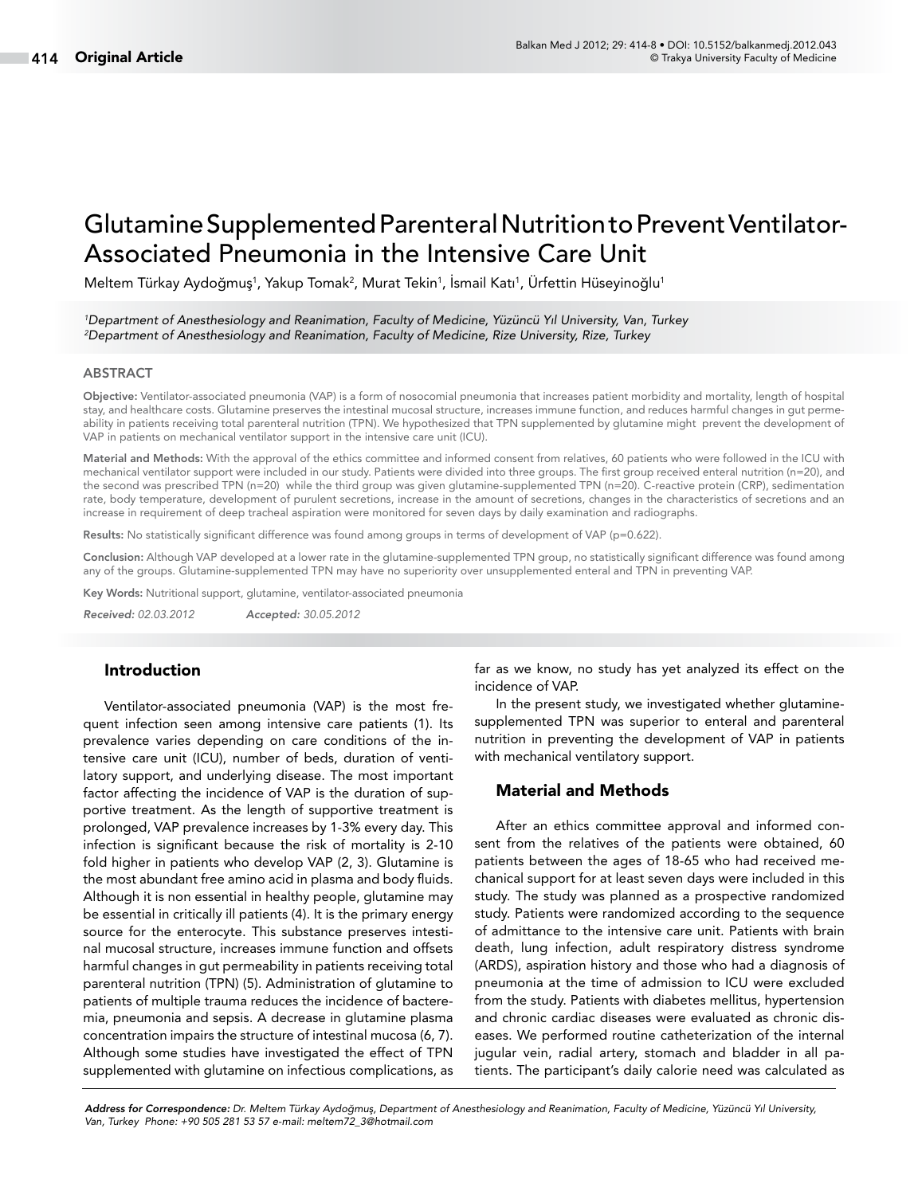Original Article

# Glutamine Supplemented Parenteral Nutrition to Prevent Ventilator-Associated Pneumonia in the Intensive Care Unit

Meltem Türkay Aydoğmuş[1], Yakup Tomak[2], Murat Tekin[1], İsmail Katı[1], Ürfettin Hüseyinoğlu[1]

*[1]Department of Anesthesiology and Reanimation, Faculty of Medicine, Yüzüncü Yıl University, Van, Turkey*
*[2]Department of Anesthesiology and Reanimation, Faculty of Medicine, Rize University, Rize, Turkey*

## ABSTRACT

**Objective:** Ventilator-associated pneumonia (VAP) is a form of nosocomial pneumonia that increases patient morbidity and mortality, length of hospital stay, and healthcare costs. Glutamine preserves the intestinal mucosal structure, increases immune function, and reduces harmful changes in gut permeability in patients receiving total parenteral nutrition (TPN). We hypothesized that TPN supplemented by glutamine might prevent the development of VAP in patients on mechanical ventilator support in the intensive care unit (ICU).

**Material and Methods:** With the approval of the ethics committee and informed consent from relatives, 60 patients who were followed in the ICU with mechanical ventilator support were included in our study. Patients were divided into three groups. The first group received enteral nutrition (n=20), and the second was prescribed TPN (n=20) while the third group was given glutamine-supplemented TPN (n=20). C-reactive protein (CRP), sedimentation rate, body temperature, development of purulent secretions, increase in the amount of secretions, changes in the characteristics of secretions and an increase in requirement of deep tracheal aspiration were monitored for seven days by daily examination and radiographs.

**Results:** No statistically significant difference was found among groups in terms of development of VAP (p=0.622).

**Conclusion:** Although VAP developed at a lower rate in the glutamine-supplemented TPN group, no statistically significant difference was found among any of the groups. Glutamine-supplemented TPN may have no superiority over unsupplemented enteral and TPN in preventing VAP.

**Key Words:** Nutritional support, glutamine, ventilator-associated pneumonia

*Received: 02.03.2012* *Accepted: 30.05.2012*

## Introduction

Ventilator-associated pneumonia (VAP) is the most frequent infection seen among intensive care patients (1). Its prevalence varies depending on care conditions of the intensive care unit (ICU), number of beds, duration of ventilatory support, and underlying disease. The most important factor affecting the incidence of VAP is the duration of supportive treatment. As the length of supportive treatment is prolonged, VAP prevalence increases by 1-3% every day. This infection is significant because the risk of mortality is 2-10 fold higher in patients who develop VAP (2, 3). Glutamine is the most abundant free amino acid in plasma and body fluids. Although it is non essential in healthy people, glutamine may be essential in critically ill patients (4). It is the primary energy source for the enterocyte. This substance preserves intestinal mucosal structure, increases immune function and offsets harmful changes in gut permeability in patients receiving total parenteral nutrition (TPN) (5). Administration of glutamine to patients of multiple trauma reduces the incidence of bacteremia, pneumonia and sepsis. A decrease in glutamine plasma concentration impairs the structure of intestinal mucosa (6, 7). Although some studies have investigated the effect of TPN supplemented with glutamine on infectious complications, as far as we know, no study has yet analyzed its effect on the incidence of VAP.

In the present study, we investigated whether glutamine-supplemented TPN was superior to enteral and parenteral nutrition in preventing the development of VAP in patients with mechanical ventilatory support.

## Material and Methods

After an ethics committee approval and informed consent from the relatives of the patients were obtained, 60 patients between the ages of 18-65 who had received mechanical support for at least seven days were included in this study. The study was planned as a prospective randomized study. Patients were randomized according to the sequence of admittance to the intensive care unit. Patients with brain death, lung infection, adult respiratory distress syndrome (ARDS), aspiration history and those who had a diagnosis of pneumonia at the time of admission to ICU were excluded from the study. Patients with diabetes mellitus, hypertension and chronic cardiac diseases were evaluated as chronic diseases. We performed routine catheterization of the internal jugular vein, radial artery, stomach and bladder in all patients. The participant's daily calorie need was calculated as

*Address for Correspondence: Dr. Meltem Türkay Aydoğmuş, Department of Anesthesiology and Reanimation, Faculty of Medicine, Yüzüncü Yıl University, Van, Turkey Phone: +90 505 281 53 57 e-mail: meltem72_3@hotmail.com*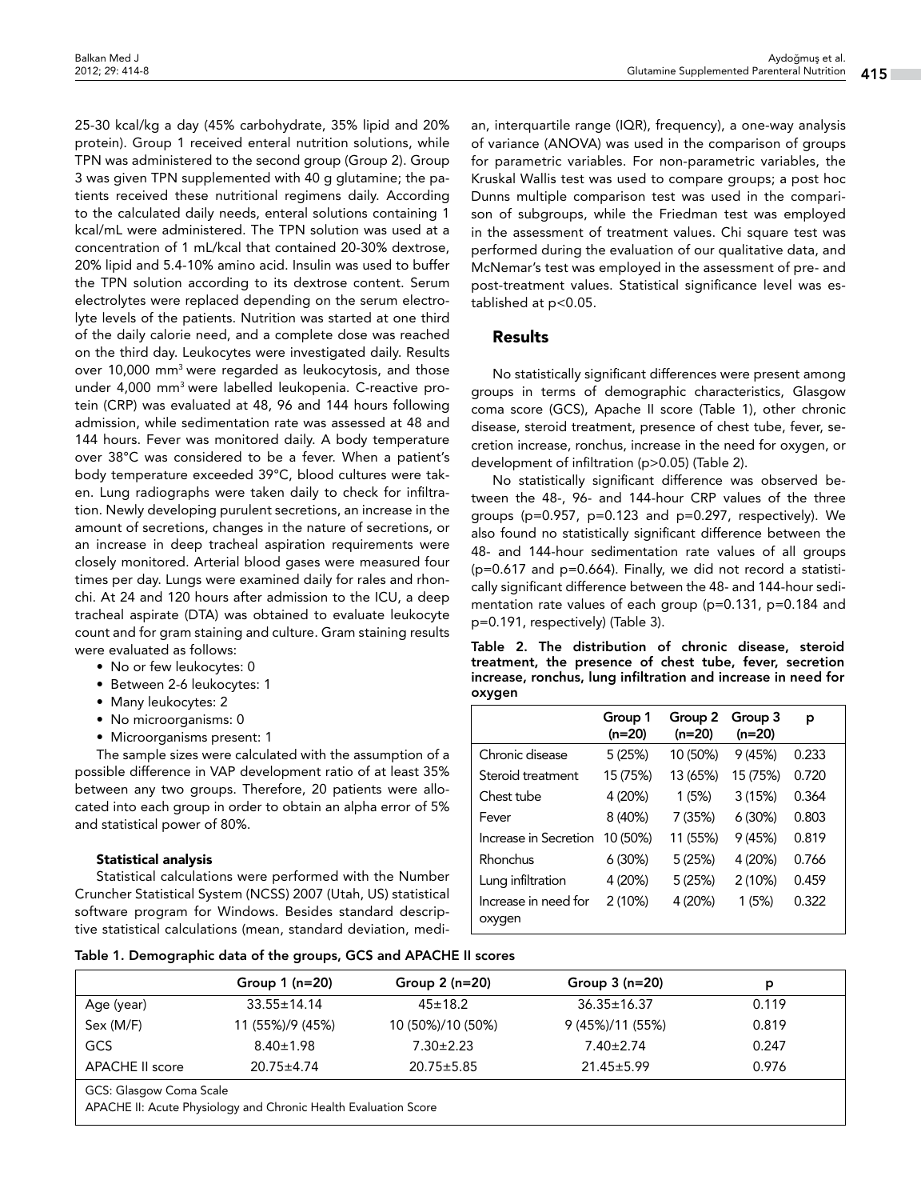25-30 kcal/kg a day (45% carbohydrate, 35% lipid and 20% protein). Group 1 received enteral nutrition solutions, while TPN was administered to the second group (Group 2). Group 3 was given TPN supplemented with 40 g glutamine; the patients received these nutritional regimens daily. According to the calculated daily needs, enteral solutions containing 1 kcal/mL were administered. The TPN solution was used at a concentration of 1 mL/kcal that contained 20-30% dextrose, 20% lipid and 5.4-10% amino acid. Insulin was used to buffer the TPN solution according to its dextrose content. Serum electrolytes were replaced depending on the serum electrolyte levels of the patients. Nutrition was started at one third of the daily calorie need, and a complete dose was reached on the third day. Leukocytes were investigated daily. Results over 10,000 $mm^3$ were regarded as leukocytosis, and those under 4,000 $mm^3$ were labelled leukopenia. C-reactive protein (CRP) was evaluated at 48, 96 and 144 hours following admission, while sedimentation rate was assessed at 48 and 144 hours. Fever was monitored daily. A body temperature over 38°C was considered to be a fever. When a patient's body temperature exceeded 39°C, blood cultures were taken. Lung radiographs were taken daily to check for infiltration. Newly developing purulent secretions, an increase in the amount of secretions, changes in the nature of secretions, or an increase in deep tracheal aspiration requirements were closely monitored. Arterial blood gases were measured four times per day. Lungs were examined daily for rales and rhonchi. At 24 and 120 hours after admission to the ICU, a deep tracheal aspirate (DTA) was obtained to evaluate leukocyte count and for gram staining and culture. Gram staining results were evaluated as follows:

- No or few leukocytes: 0
- Between 2-6 leukocytes: 1
- Many leukocytes: 2
- No microorganisms: 0
- Microorganisms present: 1

The sample sizes were calculated with the assumption of a possible difference in VAP development ratio of at least 35% between any two groups. Therefore, 20 patients were allocated into each group in order to obtain an alpha error of 5% and statistical power of 80%.

### Statistical analysis

Statistical calculations were performed with the Number Cruncher Statistical System (NCSS) 2007 (Utah, US) statistical software program for Windows. Besides standard descriptive statistical calculations (mean, standard deviation, median, interquartile range (IQR), frequency), a one-way analysis of variance (ANOVA) was used in the comparison of groups for parametric variables. For non-parametric variables, the Kruskal Wallis test was used to compare groups; a post hoc Dunns multiple comparison test was used in the comparison of subgroups, while the Friedman test was employed in the assessment of treatment values. Chi square test was performed during the evaluation of our qualitative data, and McNemar's test was employed in the assessment of pre- and post-treatment values. Statistical significance level was established at $p<0.05$.

## Results

No statistically significant differences were present among groups in terms of demographic characteristics, Glasgow coma score (GCS), Apache II score (Table 1), other chronic disease, steroid treatment, presence of chest tube, fever, secretion increase, ronchus, increase in the need for oxygen, or development of infiltration ($p>0.05$) (Table 2).

No statistically significant difference was observed between the 48-, 96- and 144-hour CRP values of the three groups ($p=0.957$, $p=0.123$ and $p=0.297$, respectively). We also found no statistically significant difference between the 48- and 144-hour sedimentation rate values of all groups ($p=0.617$ and $p=0.664$). Finally, we did not record a statistically significant difference between the 48- and 144-hour sedimentation rate values of each group ($p=0.131$, $p=0.184$ and $p=0.191$, respectively) (Table 3).

**Table 2. The distribution of chronic disease, steroid treatment, the presence of chest tube, fever, secretion increase, ronchus, lung infiltration and increase in need for oxygen**

| | Group 1 (n=20) | Group 2 (n=20) | Group 3 (n=20) | p |
|---|---|---|---|---|
| Chronic disease | 5 (25%) | 10 (50%) | 9 (45%) | 0.233 |
| Steroid treatment | 15 (75%) | 13 (65%) | 15 (75%) | 0.720 |
| Chest tube | 4 (20%) | 1 (5%) | 3 (15%) | 0.364 |
| Fever | 8 (40%) | 7 (35%) | 6 (30%) | 0.803 |
| Increase in Secretion | 10 (50%) | 11 (55%) | 9 (45%) | 0.819 |
| Rhonchus | 6 (30%) | 5 (25%) | 4 (20%) | 0.766 |
| Lung infiltration | 4 (20%) | 5 (25%) | 2 (10%) | 0.459 |
| Increase in need for oxygen | 2 (10%) | 4 (20%) | 1 (5%) | 0.322 |

**Table 1. Demographic data of the groups, GCS and APACHE II scores**

| | Group 1 (n=20) | Group 2 (n=20) | Group 3 (n=20) | p |
|---|---|---|---|---|
| Age (year) | 33.55±14.14 | 45±18.2 | 36.35±16.37 | 0.119 |
| Sex (M/F) | 11 (55%)/9 (45%) | 10 (50%)/10 (50%) | 9 (45%)/11 (55%) | 0.819 |
| GCS | 8.40±1.98 | 7.30±2.23 | 7.40±2.74 | 0.247 |
| APACHE II score | 20.75±4.74 | 20.75±5.85 | 21.45±5.99 | 0.976 |

GCS: Glasgow Coma Scale
APACHE II: Acute Physiology and Chronic Health Evaluation Score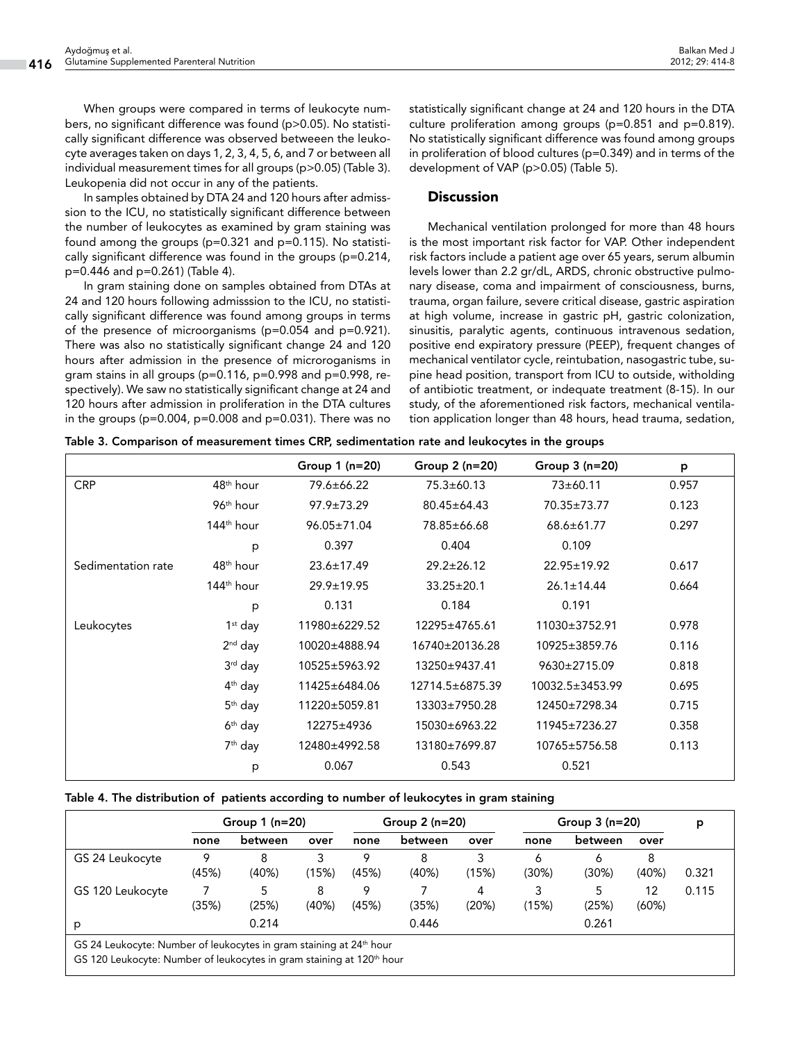When groups were compared in terms of leukocyte numbers, no significant difference was found (p>0.05). No statistically significant difference was observed betweeen the leukocyte averages taken on days 1, 2, 3, 4, 5, 6, and 7 or between all individual measurement times for all groups (p>0.05) (Table 3). Leukopenia did not occur in any of the patients.

In samples obtained by DTA 24 and 120 hours after admission to the ICU, no statistically significant difference between the number of leukocytes as examined by gram staining was found among the groups (p=0.321 and p=0.115). No statistically significant difference was found in the groups (p=0.214, p=0.446 and p=0.261) (Table 4).

In gram staining done on samples obtained from DTAs at 24 and 120 hours following admisssion to the ICU, no statistically significant difference was found among groups in terms of the presence of microorganisms (p=0.054 and p=0.921). There was also no statistically significant change 24 and 120 hours after admission in the presence of microroganisms in gram stains in all groups (p=0.116, p=0.998 and p=0.998, respectively). We saw no statistically significant change at 24 and 120 hours after admission in proliferation in the DTA cultures in the groups (p=0.004, p=0.008 and p=0.031). There was no statistically significant change at 24 and 120 hours in the DTA culture proliferation among groups (p=0.851 and p=0.819). No statistically significant difference was found among groups in proliferation of blood cultures (p=0.349) and in terms of the development of VAP (p>0.05) (Table 5).

## Discussion

Mechanical ventilation prolonged for more than 48 hours is the most important risk factor for VAP. Other independent risk factors include a patient age over 65 years, serum albumin levels lower than 2.2 gr/dL, ARDS, chronic obstructive pulmonary disease, coma and impairment of consciousness, burns, trauma, organ failure, severe critical disease, gastric aspiration at high volume, increase in gastric pH, gastric colonization, sinusitis, paralytic agents, continuous intravenous sedation, positive end expiratory pressure (PEEP), frequent changes of mechanical ventilator cycle, reintubation, nasogastric tube, supine head position, transport from ICU to outside, witholding of antibiotic treatment, or indequate treatment (8-15). In our study, of the aforementioned risk factors, mechanical ventilation application longer than 48 hours, head trauma, sedation,

**Table 3. Comparison of measurement times CRP, sedimentation rate and leukocytes in the groups**

| | | Group 1 (n=20) | Group 2 (n=20) | Group 3 (n=20) | p |
|---|---|---|---|---|---|
| CRP | 48th hour | 79.6±66.22 | 75.3±60.13 | 73±60.11 | 0.957 |
| | 96th hour | 97.9±73.29 | 80.45±64.43 | 70.35±73.77 | 0.123 |
| | 144th hour | 96.05±71.04 | 78.85±66.68 | 68.6±61.77 | 0.297 |
| | p | 0.397 | 0.404 | 0.109 | |
| Sedimentation rate | 48th hour | 23.6±17.49 | 29.2±26.12 | 22.95±19.92 | 0.617 |
| | 144th hour | 29.9±19.95 | 33.25±20.1 | 26.1±14.44 | 0.664 |
| | p | 0.131 | 0.184 | 0.191 | |
| Leukocytes | 1st day | 11980±6229.52 | 12295±4765.61 | 11030±3752.91 | 0.978 |
| | 2nd day | 10020±4888.94 | 16740±20136.28 | 10925±3859.76 | 0.116 |
| | 3rd day | 10525±5963.92 | 13250±9437.41 | 9630±2715.09 | 0.818 |
| | 4th day | 11425±6484.06 | 12714.5±6875.39 | 10032.5±3453.99 | 0.695 |
| | 5th day | 11220±5059.81 | 13303±7950.28 | 12450±7298.34 | 0.715 |
| | 6th day | 12275±4936 | 15030±6963.22 | 11945±7236.27 | 0.358 |
| | 7th day | 12480±4992.58 | 13180±7699.87 | 10765±5756.58 | 0.113 |
| | p | 0.067 | 0.543 | 0.521 | |

**Table 4. The distribution of patients according to number of leukocytes in gram staining**

| | Group 1 (n=20) | | | Group 2 (n=20) | | | Group 3 (n=20) | | | p |
|---|---|---|---|---|---|---|---|---|---|---|
| | none | between | over | none | between | over | none | between | over | |
| GS 24 Leukocyte | 9 (45%) | 8 (40%) | 3 (15%) | 9 (45%) | 8 (40%) | 3 (15%) | 6 (30%) | 6 (30%) | 8 (40%) | 0.321 |
| GS 120 Leukocyte | 7 (35%) | 5 (25%) | 8 (40%) | 9 (45%) | 7 (35%) | 4 (20%) | 3 (15%) | 5 (25%) | 12 (60%) | 0.115 |
| p | | 0.214 | | | 0.446 | | | 0.261 | | |

GS 24 Leukocyte: Number of leukocytes in gram staining at 24th hour
GS 120 Leukocyte: Number of leukocytes in gram staining at 120th hour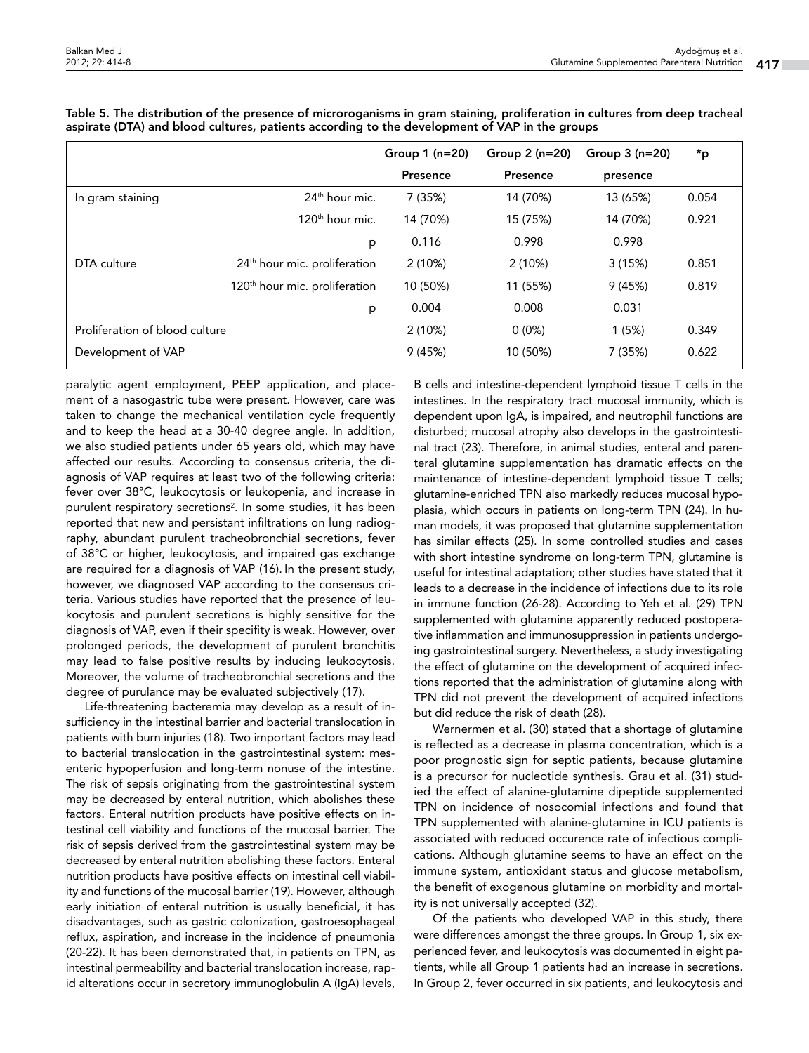**Table 5. The distribution of the presence of microroganisms in gram staining, proliferation in cultures from deep tracheal aspirate (DTA) and blood cultures, patients according to the development of VAP in the groups**

| | | Group 1 (n=20) | Group 2 (n=20) | Group 3 (n=20) | *p |
|---|---|---|---|---|---|
| | | Presence | Presence | presence | |
| In gram staining | 24th hour mic. | 7 (35%) | 14 (70%) | 13 (65%) | 0.054 |
| | 120th hour mic. | 14 (70%) | 15 (75%) | 14 (70%) | 0.921 |
| | p | 0.116 | 0.998 | 0.998 | |
| DTA culture | 24th hour mic. proliferation | 2 (10%) | 2 (10%) | 3 (15%) | 0.851 |
| | 120th hour mic. proliferation | 10 (50%) | 11 (55%) | 9 (45%) | 0.819 |
| | p | 0.004 | 0.008 | 0.031 | |
| Proliferation of blood culture | | 2 (10%) | 0 (0%) | 1 (5%) | 0.349 |
| Development of VAP | | 9 (45%) | 10 (50%) | 7 (35%) | 0.622 |

paralytic agent employment, PEEP application, and placement of a nasogastric tube were present. However, care was taken to change the mechanical ventilation cycle frequently and to keep the head at a 30-40 degree angle. In addition, we also studied patients under 65 years old, which may have affected our results. According to consensus criteria, the diagnosis of VAP requires at least two of the following criteria: fever over 38°C, leukocytosis or leukopenia, and increase in purulent respiratory secretions[2]. In some studies, it has been reported that new and persistant infiltrations on lung radiography, abundant purulent tracheobronchial secretions, fever of 38°C or higher, leukocytosis, and impaired gas exchange are required for a diagnosis of VAP (16). In the present study, however, we diagnosed VAP according to the consensus criteria. Various studies have reported that the presence of leukocytosis and purulent secretions is highly sensitive for the diagnosis of VAP, even if their specifity is weak. However, over prolonged periods, the development of purulent bronchitis may lead to false positive results by inducing leukocytosis. Moreover, the volume of tracheobronchial secretions and the degree of purulance may be evaluated subjectively (17).

Life-threatening bacteremia may develop as a result of insufficiency in the intestinal barrier and bacterial translocation in patients with burn injuries (18). Two important factors may lead to bacterial translocation in the gastrointestinal system: mesenteric hypoperfusion and long-term nonuse of the intestine. The risk of sepsis originating from the gastrointestinal system may be decreased by enteral nutrition, which abolishes these factors. Enteral nutrition products have positive effects on intestinal cell viability and functions of the mucosal barrier. The risk of sepsis derived from the gastrointestinal system may be decreased by enteral nutrition abolishing these factors. Enteral nutrition products have positive effects on intestinal cell viability and functions of the mucosal barrier (19). However, although early initiation of enteral nutrition is usually beneficial, it has disadvantages, such as gastric colonization, gastroesophageal reflux, aspiration, and increase in the incidence of pneumonia (20-22). It has been demonstrated that, in patients on TPN, as intestinal permeability and bacterial translocation increase, rapid alterations occur in secretory immunoglobulin A (IgA) levels, B cells and intestine-dependent lymphoid tissue T cells in the intestines. In the respiratory tract mucosal immunity, which is dependent upon IgA, is impaired, and neutrophil functions are disturbed; mucosal atrophy also develops in the gastrointestinal tract (23). Therefore, in animal studies, enteral and parenteral glutamine supplementation has dramatic effects on the maintenance of intestine-dependent lymphoid tissue T cells; glutamine-enriched TPN also markedly reduces mucosal hypoplasia, which occurs in patients on long-term TPN (24). In human models, it was proposed that glutamine supplementation has similar effects (25). In some controlled studies and cases with short intestine syndrome on long-term TPN, glutamine is useful for intestinal adaptation; other studies have stated that it leads to a decrease in the incidence of infections due to its role in immune function (26-28). According to Yeh et al. (29) TPN supplemented with glutamine apparently reduced postoperative inflammation and immunosuppression in patients undergoing gastrointestinal surgery. Nevertheless, a study investigating the effect of glutamine on the development of acquired infections reported that the administration of glutamine along with TPN did not prevent the development of acquired infections but did reduce the risk of death (28).

Wernermen et al. (30) stated that a shortage of glutamine is reflected as a decrease in plasma concentration, which is a poor prognostic sign for septic patients, because glutamine is a precursor for nucleotide synthesis. Grau et al. (31) studied the effect of alanine-glutamine dipeptide supplemented TPN on incidence of nosocomial infections and found that TPN supplemented with alanine-glutamine in ICU patients is associated with reduced occurence rate of infectious complications. Although glutamine seems to have an effect on the immune system, antioxidant status and glucose metabolism, the benefit of exogenous glutamine on morbidity and mortality is not universally accepted (32).

Of the patients who developed VAP in this study, there were differences amongst the three groups. In Group 1, six experienced fever, and leukocytosis was documented in eight patients, while all Group 1 patients had an increase in secretions. In Group 2, fever occurred in six patients, and leukocytosis and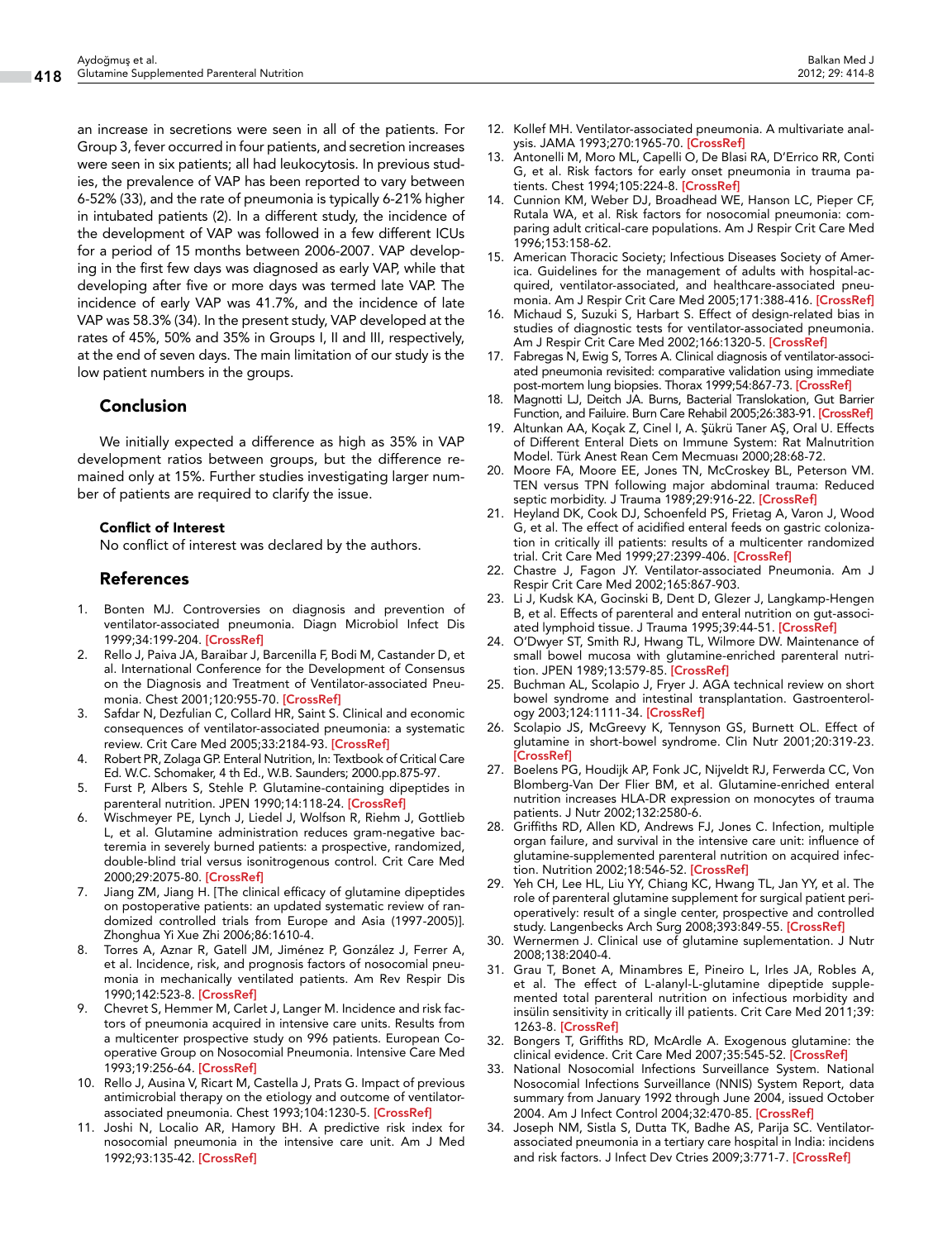an increase in secretions were seen in all of the patients. For Group 3, fever occurred in four patients, and secretion increases were seen in six patients; all had leukocytosis. In previous studies, the prevalence of VAP has been reported to vary between 6-52% (33), and the rate of pneumonia is typically 6-21% higher in intubated patients (2). In a different study, the incidence of the development of VAP was followed in a few different ICUs for a period of 15 months between 2006-2007. VAP developing in the first few days was diagnosed as early VAP, while that developing after five or more days was termed late VAP. The incidence of early VAP was 41.7%, and the incidence of late VAP was 58.3% (34). In the present study, VAP developed at the rates of 45%, 50% and 35% in Groups I, II and III, respectively, at the end of seven days. The main limitation of our study is the low patient numbers in the groups.

## Conclusion

We initially expected a difference as high as 35% in VAP development ratios between groups, but the difference remained only at 15%. Further studies investigating larger number of patients are required to clarify the issue.

### Conflict of Interest

No conflict of interest was declared by the authors.

## References

1. Bonten MJ. Controversies on diagnosis and prevention of ventilator-associated pneumonia. Diagn Microbiol Infect Dis 1999;34:199-204. [CrossRef]
2. Rello J, Paiva JA, Baraibar J, Barcenilla F, Bodi M, Castander D, et al. International Conference for the Development of Consensus on the Diagnosis and Treatment of Ventilator-associated Pneumonia. Chest 2001;120:955-70. [CrossRef]
3. Safdar N, Dezfulian C, Collard HR, Saint S. Clinical and economic consequences of ventilator-associated pneumonia: a systematic review. Crit Care Med 2005;33:2184-93. [CrossRef]
4. Robert PR, Zolaga GP. Enteral Nutrition, In: Textbook of Critical Care Ed. W.C. Schomaker, 4 th Ed., W.B. Saunders; 2000.pp.875-97.
5. Furst P, Albers S, Stehle P. Glutamine-containing dipeptides in parenteral nutrition. JPEN 1990;14:118-24. [CrossRef]
6. Wischmeyer PE, Lynch J, Liedel J, Wolfson R, Riehm J, Gottlieb L, et al. Glutamine administration reduces gram-negative bacteremia in severely burned patients: a prospective, randomized, double-blind trial versus isonitrogenous control. Crit Care Med 2000;29:2075-80. [CrossRef]
7. Jiang ZM, Jiang H. [The clinical efficacy of glutamine dipeptides on postoperative patients: an updated systematic review of randomized controlled trials from Europe and Asia (1997-2005)]. Zhonghua Yi Xue Zhi 2006;86:1610-4.
8. Torres A, Aznar R, Gatell JM, Jiménez P, González J, Ferrer A, et al. Incidence, risk, and prognosis factors of nosocomial pneumonia in mechanically ventilated patients. Am Rev Respir Dis 1990;142:523-8. [CrossRef]
9. Chevret S, Hemmer M, Carlet J, Langer M. Incidence and risk factors of pneumonia acquired in intensive care units. Results from a multicenter prospective study on 996 patients. European Cooperative Group on Nosocomial Pneumonia. Intensive Care Med 1993;19:256-64. [CrossRef]
10. Rello J, Ausina V, Ricart M, Castella J, Prats G. Impact of previous antimicrobial therapy on the etiology and outcome of ventilator-associated pneumonia. Chest 1993;104:1230-5. [CrossRef]
11. Joshi N, Localio AR, Hamory BH. A predictive risk index for nosocomial pneumonia in the intensive care unit. Am J Med 1992;93:135-42. [CrossRef]
12. Kollef MH. Ventilator-associated pneumonia. A multivariate analysis. JAMA 1993;270:1965-70. [CrossRef]
13. Antonelli M, Moro ML, Capelli O, De Blasi RA, D'Errico RR, Conti G, et al. Risk factors for early onset pneumonia in trauma patients. Chest 1994;105:224-8. [CrossRef]
14. Cunnion KM, Weber DJ, Broadhead WE, Hanson LC, Pieper CF, Rutala WA, et al. Risk factors for nosocomial pneumonia: comparing adult critical-care populations. Am J Respir Crit Care Med 1996;153:158-62.
15. American Thoracic Society; Infectious Diseases Society of America. Guidelines for the management of adults with hospital-acquired, ventilator-associated, and healthcare-associated pneumonia. Am J Respir Crit Care Med 2005;171:388-416. [CrossRef]
16. Michaud S, Suzuki S, Harbart S. Effect of design-related bias in studies of diagnostic tests for ventilator-associated pneumonia. Am J Respir Crit Care Med 2002;166:1320-5. [CrossRef]
17. Fabregas N, Ewig S, Torres A. Clinical diagnosis of ventilator-associated pneumonia revisited: comparative validation using immediate post-mortem lung biopsies. Thorax 1999;54:867-73. [CrossRef]
18. Magnotti LJ, Deitch JA. Burns, Bacterial Translokation, Gut Barrier Function, and Failuire. Burn Care Rehabil 2005;26:383-91. [CrossRef]
19. Altunkan AA, Koçak Z, Cinel I, A. Şükrü Taner AŞ, Oral U. Effects of Different Enteral Diets on Immune System: Rat Malnutrition Model. Türk Anest Rean Cem Mecmuası 2000;28:68-72.
20. Moore FA, Moore EE, Jones TN, McCroskey BL, Peterson VM. TEN versus TPN following major abdominal trauma: Reduced septic morbidity. J Trauma 1989;29:916-22. [CrossRef]
21. Heyland DK, Cook DJ, Schoenfeld PS, Frietag A, Varon J, Wood G, et al. The effect of acidified enteral feeds on gastric colonization in critically ill patients: results of a multicenter randomized trial. Crit Care Med 1999;27:2399-406. [CrossRef]
22. Chastre J, Fagon JY. Ventilator-associated Pneumonia. Am J Respir Crit Care Med 2002;165:867-903.
23. Li J, Kudsk KA, Gocinski B, Dent D, Glezer J, Langkamp-Hengen B, et al. Effects of parenteral and enteral nutrition on gut-associated lymphoid tissue. J Trauma 1995;39:44-51. [CrossRef]
24. O'Dwyer ST, Smith RJ, Hwang TL, Wilmore DW. Maintenance of small bowel mucosa with glutamine-enriched parenteral nutrition. JPEN 1989;13:579-85. [CrossRef]
25. Buchman AL, Scolapio J, Fryer J. AGA technical review on short bowel syndrome and intestinal transplantation. Gastroenterology 2003;124:1111-34. [CrossRef]
26. Scolapio JS, McGreevy K, Tennyson GS, Burnett OL. Effect of glutamine in short-bowel syndrome. Clin Nutr 2001;20:319-23. [CrossRef]
27. Boelens PG, Houdijk AP, Fonk JC, Nijveldt RJ, Ferwerda CC, Von Blomberg-Van Der Flier BM, et al. Glutamine-enriched enteral nutrition increases HLA-DR expression on monocytes of trauma patients. J Nutr 2002;132:2580-6.
28. Griffiths RD, Allen KD, Andrews FJ, Jones C. Infection, multiple organ failure, and survival in the intensive care unit: influence of glutamine-supplemented parenteral nutrition on acquired infection. Nutrition 2002;18:546-52. [CrossRef]
29. Yeh CH, Lee HL, Liu YY, Chiang KC, Hwang TL, Jan YY, et al. The role of parenteral glutamine supplement for surgical patient perioperatively: result of a single center, prospective and controlled study. Langenbecks Arch Surg 2008;393:849-55. [CrossRef]
30. Wernermen J. Clinical use of glutamine suplementation. J Nutr 2008;138:2040-4.
31. Grau T, Bonet A, Minambres E, Pineiro L, Irles JA, Robles A, et al. The effect of L-alanyl-L-glutamine dipeptide supplemented total parenteral nutrition on infectious morbidity and insülin sensitivity in critically ill patients. Crit Care Med 2011;39:1263-8. [CrossRef]
32. Bongers T, Griffiths RD, McArdle A. Exogenous glutamine: the clinical evidence. Crit Care Med 2007;35:545-52. [CrossRef]
33. National Nosocomial Infections Surveillance System. National Nosocomial Infections Surveillance (NNIS) System Report, data summary from January 1992 through June 2004, issued October 2004. Am J Infect Control 2004;32:470-85. [CrossRef]
34. Joseph NM, Sistla S, Dutta TK, Badhe AS, Parija SC. Ventilator-associated pneumonia in a tertiary care hospital in India: incidens and risk factors. J Infect Dev Ctries 2009;3:771-7. [CrossRef]